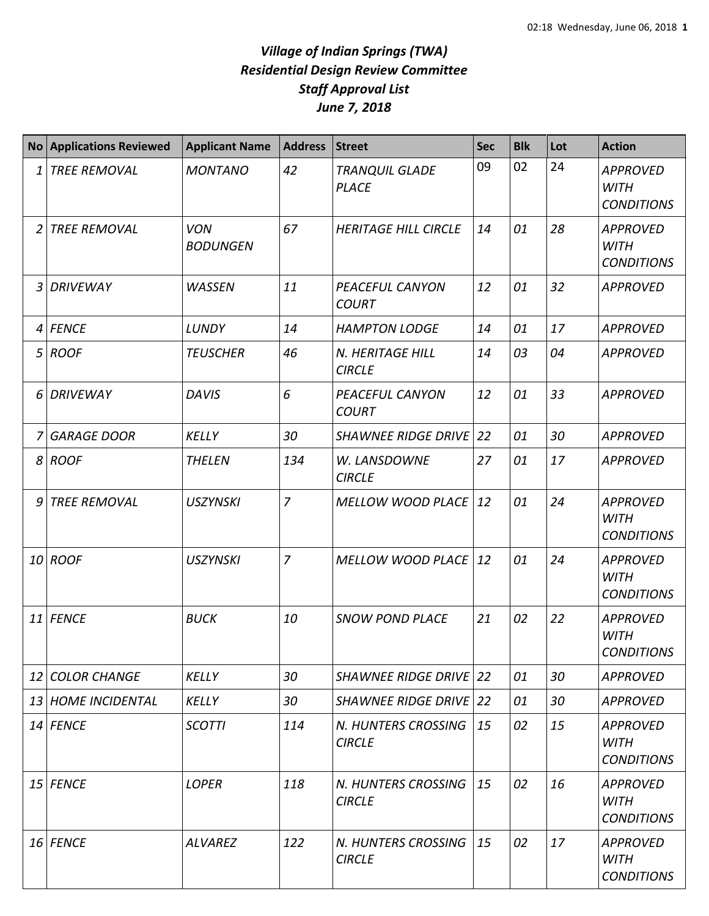# *Village of Indian Springs (TWA)*
# *Residential Design Review Committee*
# *Staff Approval List*
# *June 7, 2018*

| No | Applications Reviewed | Applicant Name | Address | Street | Sec | Blk | Lot | Action |
|---|---|---|---|---|---|---|---|---|
| 1 | TREE REMOVAL | MONTANO | 42 | TRANQUIL GLADE PLACE | 09 | 02 | 24 | APPROVED WITH CONDITIONS |
| 2 | TREE REMOVAL | VON BODUNGEN | 67 | HERITAGE HILL CIRCLE | 14 | 01 | 28 | APPROVED WITH CONDITIONS |
| 3 | DRIVEWAY | WASSEN | 11 | PEACEFUL CANYON COURT | 12 | 01 | 32 | APPROVED |
| 4 | FENCE | LUNDY | 14 | HAMPTON LODGE | 14 | 01 | 17 | APPROVED |
| 5 | ROOF | TEUSCHER | 46 | N. HERITAGE HILL CIRCLE | 14 | 03 | 04 | APPROVED |
| 6 | DRIVEWAY | DAVIS | 6 | PEACEFUL CANYON COURT | 12 | 01 | 33 | APPROVED |
| 7 | GARAGE DOOR | KELLY | 30 | SHAWNEE RIDGE DRIVE | 22 | 01 | 30 | APPROVED |
| 8 | ROOF | THELEN | 134 | W. LANSDOWNE CIRCLE | 27 | 01 | 17 | APPROVED |
| 9 | TREE REMOVAL | USZYNSKI | 7 | MELLOW WOOD PLACE | 12 | 01 | 24 | APPROVED WITH CONDITIONS |
| 10 | ROOF | USZYNSKI | 7 | MELLOW WOOD PLACE | 12 | 01 | 24 | APPROVED WITH CONDITIONS |
| 11 | FENCE | BUCK | 10 | SNOW POND PLACE | 21 | 02 | 22 | APPROVED WITH CONDITIONS |
| 12 | COLOR CHANGE | KELLY | 30 | SHAWNEE RIDGE DRIVE | 22 | 01 | 30 | APPROVED |
| 13 | HOME INCIDENTAL | KELLY | 30 | SHAWNEE RIDGE DRIVE | 22 | 01 | 30 | APPROVED |
| 14 | FENCE | SCOTTI | 114 | N. HUNTERS CROSSING CIRCLE | 15 | 02 | 15 | APPROVED WITH CONDITIONS |
| 15 | FENCE | LOPER | 118 | N. HUNTERS CROSSING CIRCLE | 15 | 02 | 16 | APPROVED WITH CONDITIONS |
| 16 | FENCE | ALVAREZ | 122 | N. HUNTERS CROSSING CIRCLE | 15 | 02 | 17 | APPROVED WITH CONDITIONS |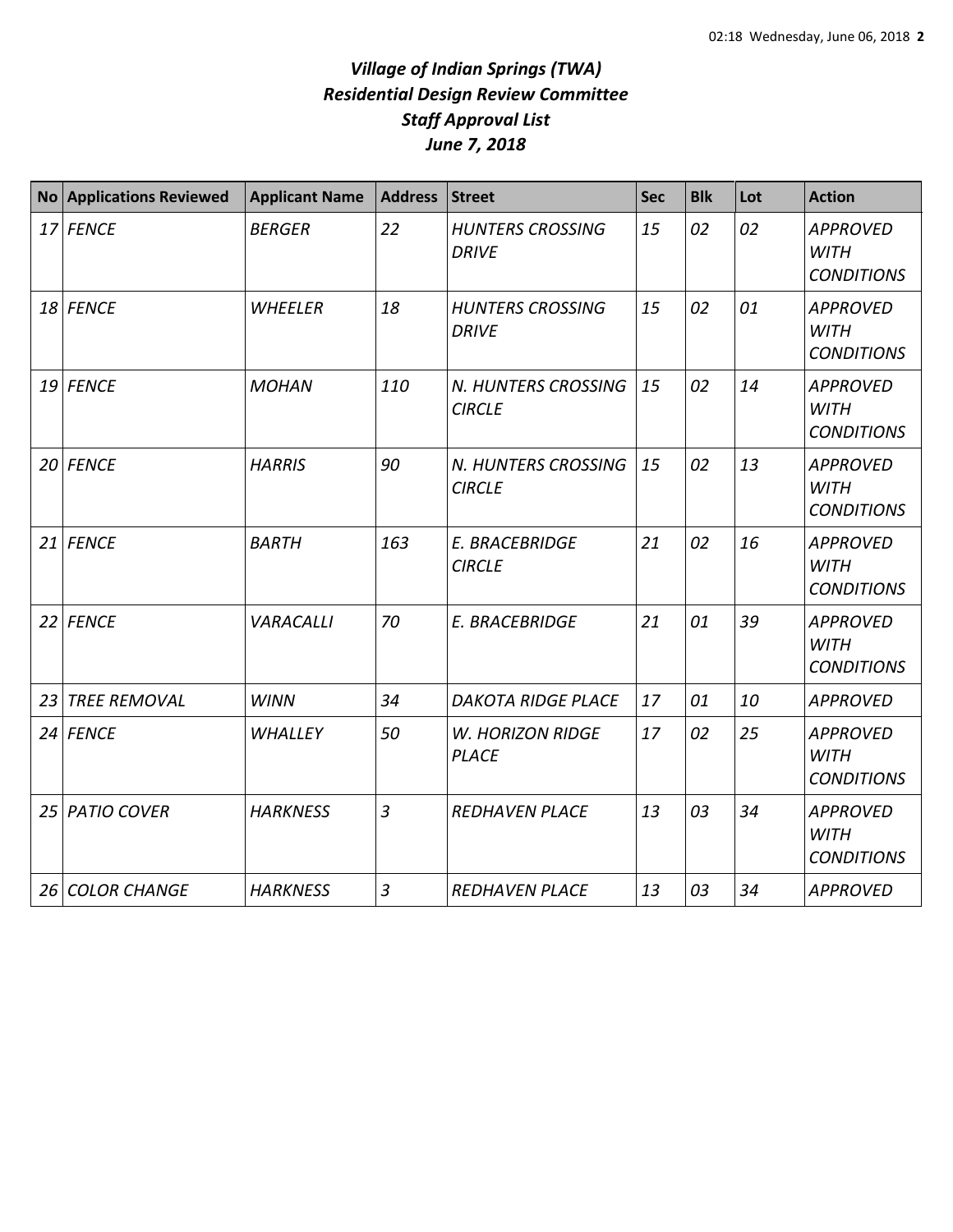# *Village of Indian Springs (TWA)*
## *Residential Design Review Committee*
## *Staff Approval List*
## *June 7, 2018*

| No | Applications Reviewed | Applicant Name | Address | Street | Sec | Blk | Lot | Action |
|---|---|---|---|---|---|---|---|---|
| *17* | *FENCE* | *BERGER* | *22* | *HUNTERS CROSSING DRIVE* | *15* | *02* | *02* | *APPROVED WITH CONDITIONS* |
| *18* | *FENCE* | *WHEELER* | *18* | *HUNTERS CROSSING DRIVE* | *15* | *02* | *01* | *APPROVED WITH CONDITIONS* |
| *19* | *FENCE* | *MOHAN* | *110* | *N. HUNTERS CROSSING CIRCLE* | *15* | *02* | *14* | *APPROVED WITH CONDITIONS* |
| *20* | *FENCE* | *HARRIS* | *90* | *N. HUNTERS CROSSING CIRCLE* | *15* | *02* | *13* | *APPROVED WITH CONDITIONS* |
| *21* | *FENCE* | *BARTH* | *163* | *E. BRACEBRIDGE CIRCLE* | *21* | *02* | *16* | *APPROVED WITH CONDITIONS* |
| *22* | *FENCE* | *VARACALLI* | *70* | *E. BRACEBRIDGE* | *21* | *01* | *39* | *APPROVED WITH CONDITIONS* |
| *23* | *TREE REMOVAL* | *WINN* | *34* | *DAKOTA RIDGE PLACE* | *17* | *01* | *10* | *APPROVED* |
| *24* | *FENCE* | *WHALLEY* | *50* | *W. HORIZON RIDGE PLACE* | *17* | *02* | *25* | *APPROVED WITH CONDITIONS* |
| *25* | *PATIO COVER* | *HARKNESS* | *3* | *REDHAVEN PLACE* | *13* | *03* | *34* | *APPROVED WITH CONDITIONS* |
| *26* | *COLOR CHANGE* | *HARKNESS* | *3* | *REDHAVEN PLACE* | *13* | *03* | *34* | *APPROVED* |